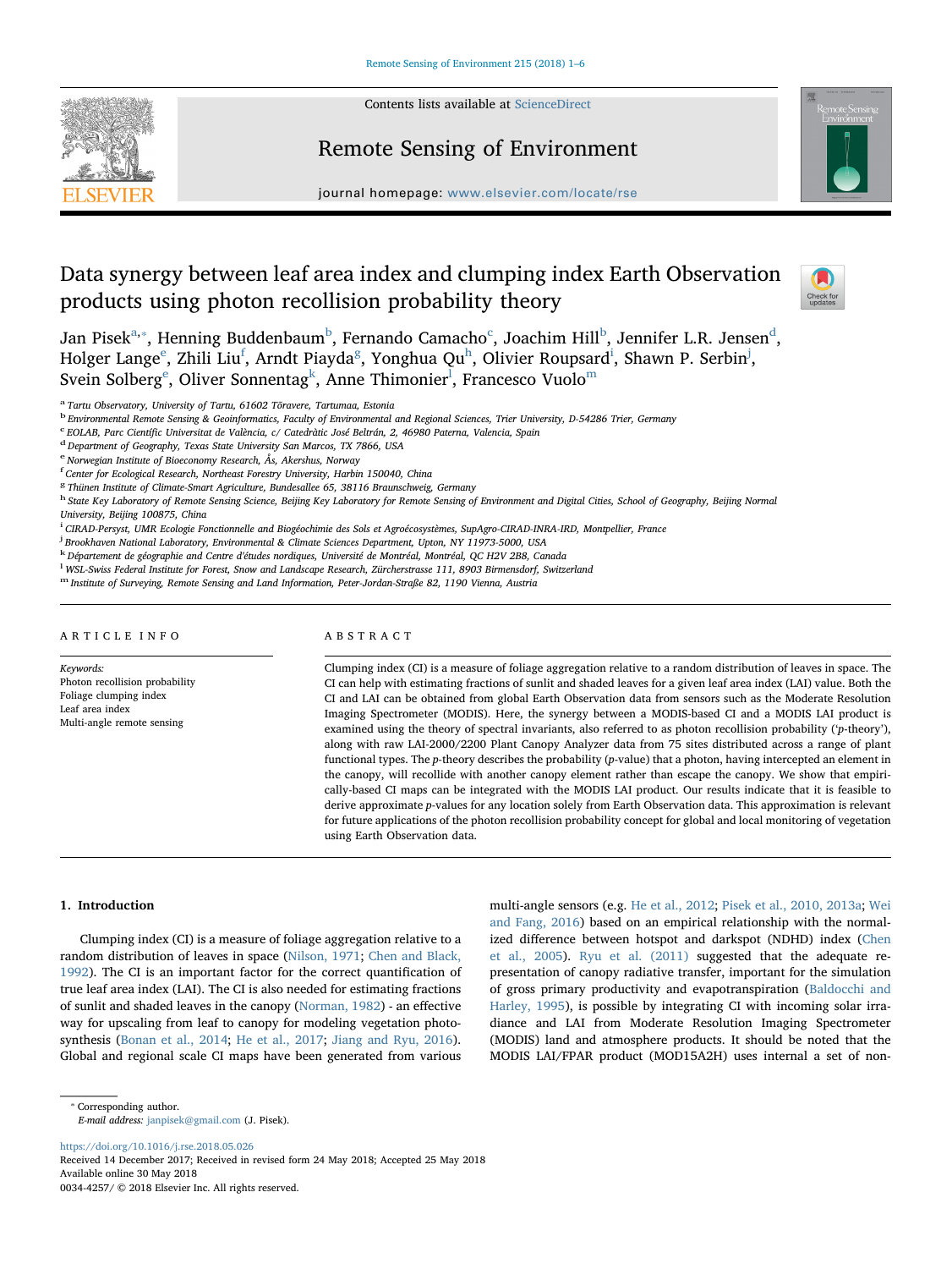# Data synergy between leaf area index and clumping index Earth Observation products using photon recollision probability theory

Jan Pisek[a,*], Henning Buddenbaum[b], Fernando Camacho[c], Joachim Hill[b], Jennifer L.R. Jensen[d], Holger Lange[e], Zhili Liu[f], Arndt Piayda[g], Yonghua Qu[h], Olivier Roupsard[i], Shawn P. Serbin[j], Svein Solberg[e], Oliver Sonnentag[k], Anne Thimonier[l], Francesco Vuolo[m]

[a] Tartu Observatory, University of Tartu, 61602 Tõravere, Tartumaa, Estonia
[b] Environmental Remote Sensing & Geoinformatics, Faculty of Environmental and Regional Sciences, Trier University, D-54286 Trier, Germany
[c] EOLAB, Parc Científic Universitat de València, c/ Catedràtic José Beltrán, 2, 46980 Paterna, Valencia, Spain
[d] Department of Geography, Texas State University San Marcos, TX 7866, USA
[e] Norwegian Institute of Bioeconomy Research, Ås, Akershus, Norway
[f] Center for Ecological Research, Northeast Forestry University, Harbin 150040, China
[g] Thünen Institute of Climate-Smart Agriculture, Bundesallee 65, 38116 Braunschweig, Germany
[h] State Key Laboratory of Remote Sensing Science, Beijing Key Laboratory for Remote Sensing of Environment and Digital Cities, School of Geography, Beijing Normal University, Beijing 100875, China
[i] CIRAD-Persyst, UMR Ecologie Fonctionnelle and Biogéochimie des Sols et Agroécosystèmes, SupAgro-CIRAD-INRA-IRD, Montpellier, France
[j] Brookhaven National Laboratory, Environmental & Climate Sciences Department, Upton, NY 11973-5000, USA
[k] Département de géographie and Centre d'études nordiques, Université de Montréal, Montréal, QC H2V 2B8, Canada
[l] WSL-Swiss Federal Institute for Forest, Snow and Landscape Research, Zürcherstrasse 111, 8903 Birmensdorf, Switzerland
[m] Institute of Surveying, Remote Sensing and Land Information, Peter-Jordan-Straße 82, 1190 Vienna, Austria

## ARTICLE INFO

*Keywords:*
Photon recollision probability
Foliage clumping index
Leaf area index
Multi-angle remote sensing

## ABSTRACT

Clumping index (CI) is a measure of foliage aggregation relative to a random distribution of leaves in space. The CI can help with estimating fractions of sunlit and shaded leaves for a given leaf area index (LAI) value. Both the CI and LAI can be obtained from global Earth Observation data from sensors such as the Moderate Resolution Imaging Spectrometer (MODIS). Here, the synergy between a MODIS-based CI and a MODIS LAI product is examined using the theory of spectral invariants, also referred to as photon recollision probability ('*p*-theory'), along with raw LAI-2000/2200 Plant Canopy Analyzer data from 75 sites distributed across a range of plant functional types. The *p*-theory describes the probability (*p*-value) that a photon, having intercepted an element in the canopy, will recollide with another canopy element rather than escape the canopy. We show that empirically-based CI maps can be integrated with the MODIS LAI product. Our results indicate that it is feasible to derive approximate *p*-values for any location solely from Earth Observation data. This approximation is relevant for future applications of the photon recollision probability concept for global and local monitoring of vegetation using Earth Observation data.

## 1. Introduction

Clumping index (CI) is a measure of foliage aggregation relative to a random distribution of leaves in space (Nilson, 1971; Chen and Black, 1992). The CI is an important factor for the correct quantification of true leaf area index (LAI). The CI is also needed for estimating fractions of sunlit and shaded leaves in the canopy (Norman, 1982) - an effective way for upscaling from leaf to canopy for modeling vegetation photosynthesis (Bonan et al., 2014; He et al., 2017; Jiang and Ryu, 2016). Global and regional scale CI maps have been generated from various multi-angle sensors (e.g. He et al., 2012; Pisek et al., 2010, 2013a; Wei and Fang, 2016) based on an empirical relationship with the normalized difference between hotspot and darkspot (NDHD) index (Chen et al., 2005). Ryu et al. (2011) suggested that the adequate representation of canopy radiative transfer, important for the simulation of gross primary productivity and evapotranspiration (Baldocchi and Harley, 1995), is possible by integrating CI with incoming solar irradiance and LAI from Moderate Resolution Imaging Spectrometer (MODIS) land and atmosphere products. It should be noted that the MODIS LAI/FPAR product (MOD15A2H) uses internal a set of non-

* Corresponding author.
*E-mail address:* janpisek@gmail.com (J. Pisek).

https://doi.org/10.1016/j.rse.2018.05.026
Received 14 December 2017; Received in revised form 24 May 2018; Accepted 25 May 2018
Available online 30 May 2018
0034-4257/ © 2018 Elsevier Inc. All rights reserved.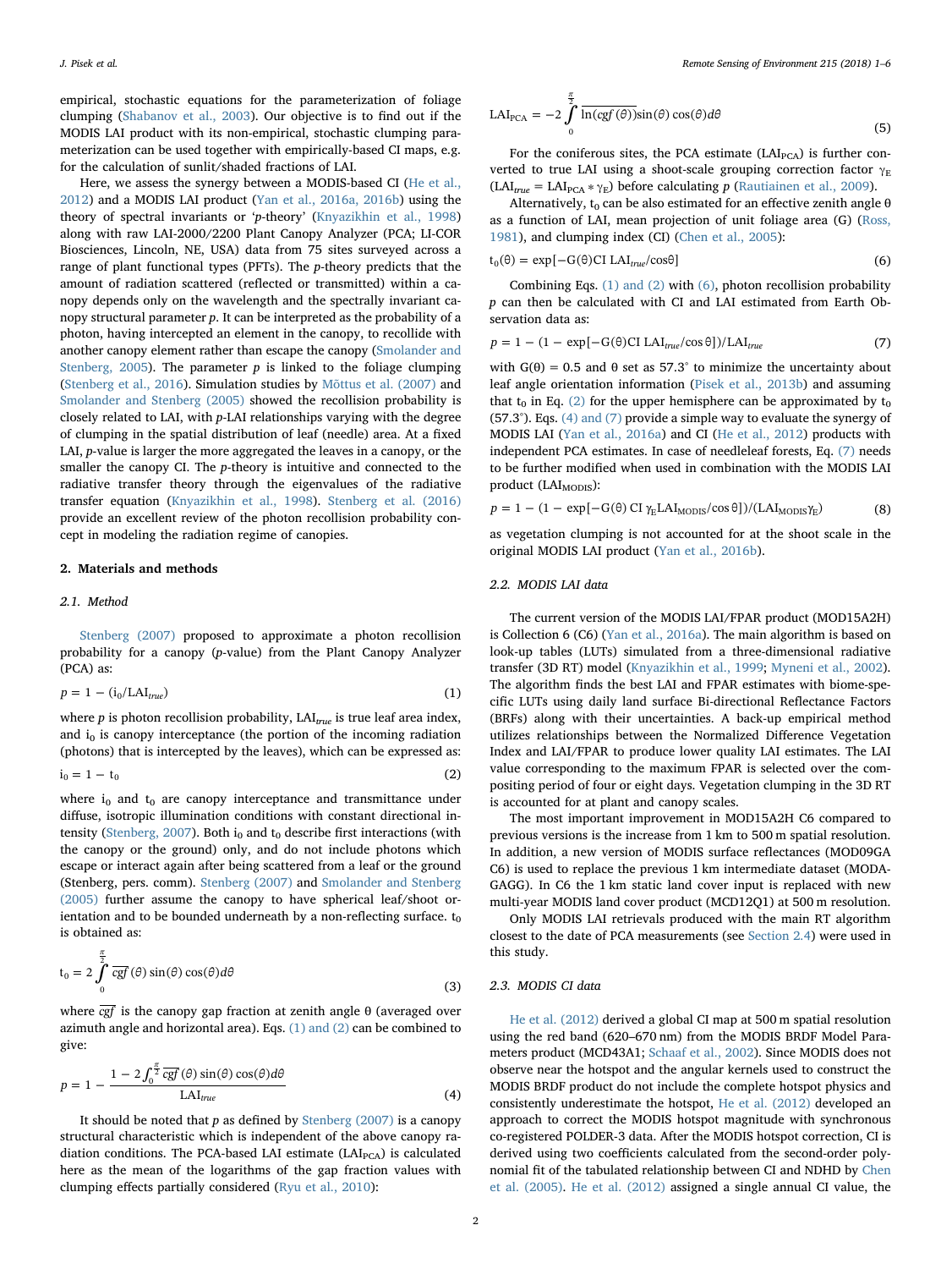empirical, stochastic equations for the parameterization of foliage clumping (Shabanov et al., 2003). Our objective is to find out if the MODIS LAI product with its non-empirical, stochastic clumping parameterization can be used together with empirically-based CI maps, e.g. for the calculation of sunlit/shaded fractions of LAI.

Here, we assess the synergy between a MODIS-based CI (He et al., 2012) and a MODIS LAI product (Yan et al., 2016a, 2016b) using the theory of spectral invariants or '*p*-theory' (Knyazikhin et al., 1998) along with raw LAI-2000/2200 Plant Canopy Analyzer (PCA; LI-COR Biosciences, Lincoln, NE, USA) data from 75 sites surveyed across a range of plant functional types (PFTs). The *p*-theory predicts that the amount of radiation scattered (reflected or transmitted) within a canopy depends only on the wavelength and the spectrally invariant canopy structural parameter *p*. It can be interpreted as the probability of a photon, having intercepted an element in the canopy, to recollide with another canopy element rather than escape the canopy (Smolander and Stenberg, 2005). The parameter *p* is linked to the foliage clumping (Stenberg et al., 2016). Simulation studies by Mõttus et al. (2007) and Smolander and Stenberg (2005) showed the recollision probability is closely related to LAI, with *p*-LAI relationships varying with the degree of clumping in the spatial distribution of leaf (needle) area. At a fixed LAI, *p*-value is larger the more aggregated the leaves in a canopy, or the smaller the canopy CI. The *p*-theory is intuitive and connected to the radiative transfer theory through the eigenvalues of the radiative transfer equation (Knyazikhin et al., 1998). Stenberg et al. (2016) provide an excellent review of the photon recollision probability concept in modeling the radiation regime of canopies.

## 2. Materials and methods

### 2.1. Method

Stenberg (2007) proposed to approximate a photon recollision probability for a canopy (*p*-value) from the Plant Canopy Analyzer (PCA) as:

$$p = 1 - (i_0/\mathrm{LAI}_{true}) \tag{1}$$

where *p* is photon recollision probability, $\mathrm{LAI}_{true}$ is true leaf area index, and $i_0$ is canopy interceptance (the portion of the incoming radiation (photons) that is intercepted by the leaves), which can be expressed as:

$$i_0 = 1 - t_0 \tag{2}$$

where $i_0$ and $t_0$ are canopy interceptance and transmittance under diffuse, isotropic illumination conditions with constant directional intensity (Stenberg, 2007). Both $i_0$ and $t_0$ describe first interactions (with the canopy or the ground) only, and do not include photons which escape or interact again after being scattered from a leaf or the ground (Stenberg, pers. comm). Stenberg (2007) and Smolander and Stenberg (2005) further assume the canopy to have spherical leaf/shoot orientation and to be bounded underneath by a non-reflecting surface. $t_0$ is obtained as:

$$t_0 = 2\int_0^{\frac{\pi}{2}} \overline{cgf}(\theta)\sin(\theta)\cos(\theta)d\theta \tag{3}$$

where $\overline{cgf}$ is the canopy gap fraction at zenith angle θ (averaged over azimuth angle and horizontal area). Eqs. (1) and (2) can be combined to give:

$$p = 1 - \frac{1 - 2\int_0^{\frac{\pi}{2}} \overline{cgf}(\theta)\sin(\theta)\cos(\theta)d\theta}{\mathrm{LAI}_{true}} \tag{4}$$

It should be noted that *p* as defined by Stenberg (2007) is a canopy structural characteristic which is independent of the above canopy radiation conditions. The PCA-based LAI estimate ($\mathrm{LAI}_{\mathrm{PCA}}$) is calculated here as the mean of the logarithms of the gap fraction values with clumping effects partially considered (Ryu et al., 2010):

$$\mathrm{LAI}_{\mathrm{PCA}} = -2\int_0^{\frac{\pi}{2}} \overline{\ln(cgf(\theta))}\sin(\theta)\cos(\theta)d\theta \tag{5}$$

For the coniferous sites, the PCA estimate ($\mathrm{LAI}_{\mathrm{PCA}}$) is further converted to true LAI using a shoot-scale grouping correction factor $\gamma_E$ ($\mathrm{LAI}_{true} = \mathrm{LAI}_{\mathrm{PCA}} * \gamma_E$) before calculating *p* (Rautiainen et al., 2009).

Alternatively, $t_0$ can be also estimated for an effective zenith angle θ as a function of LAI, mean projection of unit foliage area (G) (Ross, 1981), and clumping index (CI) (Chen et al., 2005):

$$t_0(\theta) = \exp[-G(\theta)\mathrm{CI}\ \mathrm{LAI}_{true}/\cos\theta] \tag{6}$$

Combining Eqs. (1) and (2) with (6), photon recollision probability *p* can then be calculated with CI and LAI estimated from Earth Observation data as:

$$p = 1 - (1 - \exp[-G(\theta)\mathrm{CI}\ \mathrm{LAI}_{true}/\cos\theta])/\mathrm{LAI}_{true} \tag{7}$$

with G(θ) = 0.5 and θ set as 57.3° to minimize the uncertainty about leaf angle orientation information (Pisek et al., 2013b) and assuming that $t_0$ in Eq. (2) for the upper hemisphere can be approximated by $t_0$ (57.3°). Eqs. (4) and (7) provide a simple way to evaluate the synergy of MODIS LAI (Yan et al., 2016a) and CI (He et al., 2012) products with independent PCA estimates. In case of needleleaf forests, Eq. (7) needs to be further modified when used in combination with the MODIS LAI product ($\mathrm{LAI}_{\mathrm{MODIS}}$):

$$p = 1 - (1 - \exp[-G(\theta)\ \mathrm{CI}\ \gamma_E \mathrm{LAI}_{\mathrm{MODIS}}/\cos\theta])/(\mathrm{LAI}_{\mathrm{MODIS}}\gamma_E) \tag{8}$$

as vegetation clumping is not accounted for at the shoot scale in the original MODIS LAI product (Yan et al., 2016b).

### 2.2. MODIS LAI data

The current version of the MODIS LAI/FPAR product (MOD15A2H) is Collection 6 (C6) (Yan et al., 2016a). The main algorithm is based on look-up tables (LUTs) simulated from a three-dimensional radiative transfer (3D RT) model (Knyazikhin et al., 1999; Myneni et al., 2002). The algorithm finds the best LAI and FPAR estimates with biome-specific LUTs using daily land surface Bi-directional Reflectance Factors (BRFs) along with their uncertainties. A back-up empirical method utilizes relationships between the Normalized Difference Vegetation Index and LAI/FPAR to produce lower quality LAI estimates. The LAI value corresponding to the maximum FPAR is selected over the compositing period of four or eight days. Vegetation clumping in the 3D RT is accounted for at plant and canopy scales.

The most important improvement in MOD15A2H C6 compared to previous versions is the increase from 1 km to 500 m spatial resolution. In addition, a new version of MODIS surface reflectances (MOD09GA C6) is used to replace the previous 1 km intermediate dataset (MODAGAGG). In C6 the 1 km static land cover input is replaced with new multi-year MODIS land cover product (MCD12Q1) at 500 m resolution.

Only MODIS LAI retrievals produced with the main RT algorithm closest to the date of PCA measurements (see Section 2.4) were used in this study.

### 2.3. MODIS CI data

He et al. (2012) derived a global CI map at 500 m spatial resolution using the red band (620–670 nm) from the MODIS BRDF Model Parameters product (MCD43A1; Schaaf et al., 2002). Since MODIS does not observe near the hotspot and the angular kernels used to construct the MODIS BRDF product do not include the complete hotspot physics and consistently underestimate the hotspot, He et al. (2012) developed an approach to correct the MODIS hotspot magnitude with synchronous co-registered POLDER-3 data. After the MODIS hotspot correction, CI is derived using two coefficients calculated from the second-order polynomial fit of the tabulated relationship between CI and NDHD by Chen et al. (2005). He et al. (2012) assigned a single annual CI value, the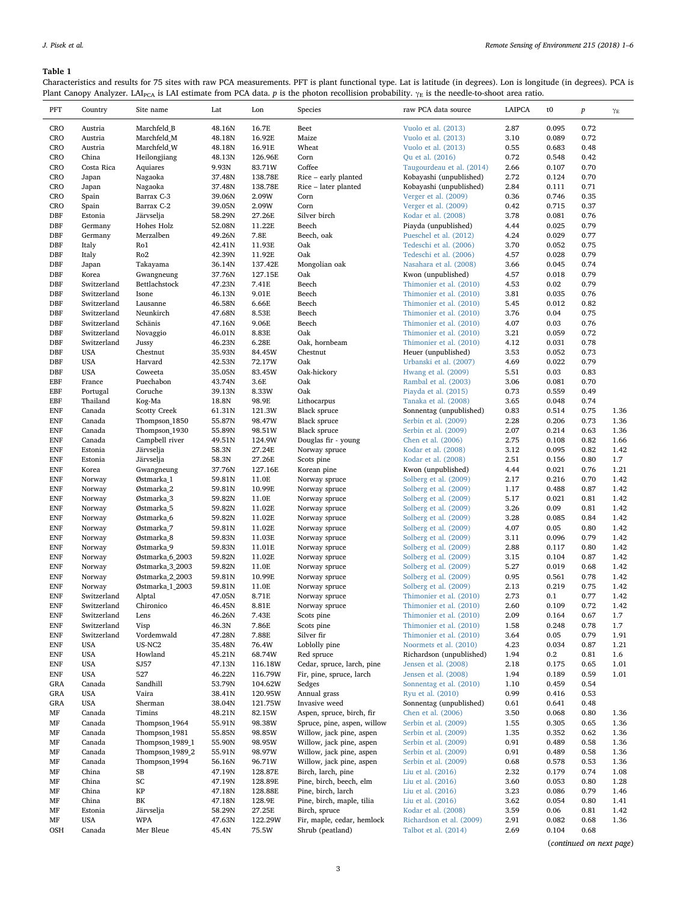**Table 1**

Characteristics and results for 75 sites with raw PCA measurements. PFT is plant functional type. Lat is latitude (in degrees). Lon is longitude (in degrees). PCA is Plant Canopy Analyzer. $LAI_{PCA}$ is LAI estimate from PCA data. $p$ is the photon recollision probability. $\gamma_E$ is the needle-to-shoot area ratio.

| PFT | Country | Site name | Lat | Lon | Species | raw PCA data source | LAIPCA | t0 | $p$ | $\gamma_E$ |
|---|---|---|---|---|---|---|---|---|---|---|
| CRO | Austria | Marchfeld_B | 48.16N | 16.7E | Beet | Vuolo et al. (2013) | 2.87 | 0.095 | 0.72 | |
| CRO | Austria | Marchfeld_M | 48.18N | 16.92E | Maize | Vuolo et al. (2013) | 3.10 | 0.089 | 0.72 | |
| CRO | Austria | Marchfeld_W | 48.18N | 16.91E | Wheat | Vuolo et al. (2013) | 0.55 | 0.683 | 0.48 | |
| CRO | China | Heilongjiang | 48.13N | 126.96E | Corn | Qu et al. (2016) | 0.72 | 0.548 | 0.42 | |
| CRO | Costa Rica | Aquiares | 9.93N | 83.71W | Coffee | Taugourdeau et al. (2014) | 2.66 | 0.107 | 0.70 | |
| CRO | Japan | Nagaoka | 37.48N | 138.78E | Rice – early planted | Kobayashi (unpublished) | 2.72 | 0.124 | 0.70 | |
| CRO | Japan | Nagaoka | 37.48N | 138.78E | Rice – later planted | Kobayashi (unpublished) | 2.84 | 0.111 | 0.71 | |
| CRO | Spain | Barrax C-3 | 39.06N | 2.09W | Corn | Verger et al. (2009) | 0.36 | 0.746 | 0.35 | |
| CRO | Spain | Barrax C-2 | 39.05N | 2.09W | Corn | Verger et al. (2009) | 0.42 | 0.715 | 0.37 | |
| DBF | Estonia | Järvselja | 58.29N | 27.26E | Silver birch | Kodar et al. (2008) | 3.78 | 0.081 | 0.76 | |
| DBF | Germany | Hohes Holz | 52.08N | 11.22E | Beech | Piayda (unpublished) | 4.44 | 0.025 | 0.79 | |
| DBF | Germany | Merzalben | 49.26N | 7.8E | Beech, oak | Pueschel et al. (2012) | 4.24 | 0.029 | 0.77 | |
| DBF | Italy | Ro1 | 42.41N | 11.93E | Oak | Tedeschi et al. (2006) | 3.70 | 0.052 | 0.75 | |
| DBF | Italy | Ro2 | 42.39N | 11.92E | Oak | Tedeschi et al. (2006) | 4.57 | 0.028 | 0.79 | |
| DBF | Japan | Takayama | 36.14N | 137.42E | Mongolian oak | Nasahara et al. (2008) | 3.66 | 0.045 | 0.74 | |
| DBF | Korea | Gwangneung | 37.76N | 127.15E | Oak | Kwon (unpublished) | 4.57 | 0.018 | 0.79 | |
| DBF | Switzerland | Bettlachstock | 47.23N | 7.41E | Beech | Thimonier et al. (2010) | 4.53 | 0.02 | 0.79 | |
| DBF | Switzerland | Isone | 46.13N | 9.01E | Beech | Thimonier et al. (2010) | 3.81 | 0.035 | 0.76 | |
| DBF | Switzerland | Lausanne | 46.58N | 6.66E | Beech | Thimonier et al. (2010) | 5.45 | 0.012 | 0.82 | |
| DBF | Switzerland | Neunkirch | 47.68N | 8.53E | Beech | Thimonier et al. (2010) | 3.76 | 0.04 | 0.75 | |
| DBF | Switzerland | Schänis | 47.16N | 9.06E | Beech | Thimonier et al. (2010) | 4.07 | 0.03 | 0.76 | |
| DBF | Switzerland | Novaggio | 46.01N | 8.83E | Oak | Thimonier et al. (2010) | 3.21 | 0.059 | 0.72 | |
| DBF | Switzerland | Jussy | 46.23N | 6.28E | Oak, hornbeam | Thimonier et al. (2010) | 4.12 | 0.031 | 0.78 | |
| DBF | USA | Chestnut | 35.93N | 84.45W | Chestnut | Heuer (unpublished) | 3.53 | 0.052 | 0.73 | |
| DBF | USA | Harvard | 42.53N | 72.17W | Oak | Urbanski et al. (2007) | 4.69 | 0.022 | 0.79 | |
| DBF | USA | Coweeta | 35.05N | 83.45W | Oak-hickory | Hwang et al. (2009) | 5.51 | 0.03 | 0.83 | |
| EBF | France | Puechabon | 43.74N | 3.6E | Oak | Rambal et al. (2003) | 3.06 | 0.081 | 0.70 | |
| EBF | Portugal | Coruche | 39.13N | 8.33W | Oak | Piayda et al. (2015) | 0.73 | 0.559 | 0.49 | |
| EBF | Thailand | Kog-Ma | 18.8N | 98.9E | Lithocarpus | Tanaka et al. (2008) | 3.65 | 0.048 | 0.74 | |
| ENF | Canada | Scotty Creek | 61.31N | 121.3W | Black spruce | Sonnentag (unpublished) | 0.83 | 0.514 | 0.75 | 1.36 |
| ENF | Canada | Thompson_1850 | 55.87N | 98.47W | Black spruce | Serbin et al. (2009) | 2.28 | 0.206 | 0.73 | 1.36 |
| ENF | Canada | Thompson_1930 | 55.89N | 98.51W | Black spruce | Serbin et al. (2009) | 2.07 | 0.214 | 0.63 | 1.36 |
| ENF | Canada | Campbell river | 49.51N | 124.9W | Douglas fir - young | Chen et al. (2006) | 2.75 | 0.108 | 0.82 | 1.66 |
| ENF | Estonia | Järvselja | 58.3N | 27.24E | Norway spruce | Kodar et al. (2008) | 3.12 | 0.095 | 0.82 | 1.42 |
| ENF | Estonia | Järvselja | 58.3N | 27.26E | Scots pine | Kodar et al. (2008) | 2.51 | 0.156 | 0.80 | 1.7 |
| ENF | Korea | Gwangneung | 37.76N | 127.16E | Korean pine | Kwon (unpublished) | 4.44 | 0.021 | 0.76 | 1.21 |
| ENF | Norway | Østmarka_1 | 59.81N | 11.0E | Norway spruce | Solberg et al. (2009) | 2.17 | 0.216 | 0.70 | 1.42 |
| ENF | Norway | Østmarka_2 | 59.81N | 10.99E | Norway spruce | Solberg et al. (2009) | 1.17 | 0.488 | 0.87 | 1.42 |
| ENF | Norway | Østmarka_3 | 59.82N | 11.0E | Norway spruce | Solberg et al. (2009) | 5.17 | 0.021 | 0.81 | 1.42 |
| ENF | Norway | Østmarka_5 | 59.82N | 11.02E | Norway spruce | Solberg et al. (2009) | 3.26 | 0.09 | 0.81 | 1.42 |
| ENF | Norway | Østmarka_6 | 59.82N | 11.02E | Norway spruce | Solberg et al. (2009) | 3.28 | 0.085 | 0.84 | 1.42 |
| ENF | Norway | Østmarka_7 | 59.81N | 11.02E | Norway spruce | Solberg et al. (2009) | 4.07 | 0.05 | 0.80 | 1.42 |
| ENF | Norway | Østmarka_8 | 59.83N | 11.03E | Norway spruce | Solberg et al. (2009) | 3.11 | 0.096 | 0.79 | 1.42 |
| ENF | Norway | Østmarka_9 | 59.83N | 11.01E | Norway spruce | Solberg et al. (2009) | 2.88 | 0.117 | 0.80 | 1.42 |
| ENF | Norway | Østmarka_6_2003 | 59.82N | 11.02E | Norway spruce | Solberg et al. (2009) | 3.15 | 0.104 | 0.87 | 1.42 |
| ENF | Norway | Østmarka_3_2003 | 59.82N | 11.0E | Norway spruce | Solberg et al. (2009) | 5.27 | 0.019 | 0.68 | 1.42 |
| ENF | Norway | Østmarka_2_2003 | 59.81N | 10.99E | Norway spruce | Solberg et al. (2009) | 0.95 | 0.561 | 0.78 | 1.42 |
| ENF | Norway | Østmarka_1_2003 | 59.81N | 11.0E | Norway spruce | Solberg et al. (2009) | 2.13 | 0.219 | 0.75 | 1.42 |
| ENF | Switzerland | Alptal | 47.05N | 8.71E | Norway spruce | Thimonier et al. (2010) | 2.73 | 0.1 | 0.77 | 1.42 |
| ENF | Switzerland | Chironico | 46.45N | 8.81E | Norway spruce | Thimonier et al. (2010) | 2.60 | 0.109 | 0.72 | 1.42 |
| ENF | Switzerland | Lens | 46.26N | 7.43E | Scots pine | Thimonier et al. (2010) | 2.09 | 0.164 | 0.67 | 1.7 |
| ENF | Switzerland | Visp | 46.3N | 7.86E | Scots pine | Thimonier et al. (2010) | 1.58 | 0.248 | 0.78 | 1.7 |
| ENF | Switzerland | Vordemwald | 47.28N | 7.88E | Silver fir | Thimonier et al. (2010) | 3.64 | 0.05 | 0.79 | 1.91 |
| ENF | USA | US-NC2 | 35.48N | 76.4W | Loblolly pine | Noormets et al. (2010) | 4.23 | 0.034 | 0.87 | 1.21 |
| ENF | USA | Howland | 45.21N | 68.74W | Red spruce | Richardson (unpublished) | 1.94 | 0.2 | 0.81 | 1.6 |
| ENF | USA | SJ57 | 47.13N | 116.18W | Cedar, spruce, larch, pine | Jensen et al. (2008) | 2.18 | 0.175 | 0.65 | 1.01 |
| ENF | USA | 527 | 46.22N | 116.79W | Fir, pine, spruce, larch | Jensen et al. (2008) | 1.94 | 0.189 | 0.59 | 1.01 |
| GRA | Canada | Sandhill | 53.79N | 104.62W | Sedges | Sonnentag et al. (2010) | 1.10 | 0.459 | 0.54 | |
| GRA | USA | Vaira | 38.41N | 120.95W | Annual grass | Ryu et al. (2010) | 0.99 | 0.416 | 0.53 | |
| GRA | USA | Sherman | 38.04N | 121.75W | Invasive weed | Sonnentag (unpublished) | 0.61 | 0.641 | 0.48 | |
| MF | Canada | Timins | 48.21N | 82.15W | Aspen, spruce, birch, fir | Chen et al. (2006) | 3.50 | 0.068 | 0.80 | 1.36 |
| MF | Canada | Thompson_1964 | 55.91N | 98.38W | Spruce, pine, aspen, willow | Serbin et al. (2009) | 1.55 | 0.305 | 0.65 | 1.36 |
| MF | Canada | Thompson_1981 | 55.85N | 98.85W | Willow, jack pine, aspen | Serbin et al. (2009) | 1.35 | 0.352 | 0.62 | 1.36 |
| MF | Canada | Thompson_1989_1 | 55.90N | 98.95W | Willow, jack pine, aspen | Serbin et al. (2009) | 0.91 | 0.489 | 0.58 | 1.36 |
| MF | Canada | Thompson_1989_2 | 55.91N | 98.97W | Willow, jack pine, aspen | Serbin et al. (2009) | 0.91 | 0.489 | 0.58 | 1.36 |
| MF | Canada | Thompson_1994 | 56.16N | 96.71W | Willow, jack pine, aspen | Serbin et al. (2009) | 0.68 | 0.578 | 0.53 | 1.36 |
| MF | China | SB | 47.19N | 128.87E | Birch, larch, pine | Liu et al. (2016) | 2.32 | 0.179 | 0.74 | 1.08 |
| MF | China | SC | 47.19N | 128.89E | Pine, birch, beech, elm | Liu et al. (2016) | 3.60 | 0.053 | 0.80 | 1.28 |
| MF | China | KP | 47.18N | 128.88E | Pine, birch, larch | Liu et al. (2016) | 3.23 | 0.086 | 0.79 | 1.46 |
| MF | China | BK | 47.18N | 128.9E | Pine, birch, maple, tilia | Liu et al. (2016) | 3.62 | 0.054 | 0.80 | 1.41 |
| MF | Estonia | Järvselja | 58.29N | 27.25E | Birch, spruce | Kodar et al. (2008) | 3.59 | 0.06 | 0.81 | 1.42 |
| MF | USA | WPA | 47.63N | 122.29W | Fir, maple, cedar, hemlock | Richardson et al. (2009) | 2.91 | 0.082 | 0.68 | 1.36 |
| OSH | Canada | Mer Bleue | 45.4N | 75.5W | Shrub (peatland) | Talbot et al. (2014) | 2.69 | 0.104 | 0.68 | |

(*continued on next page*)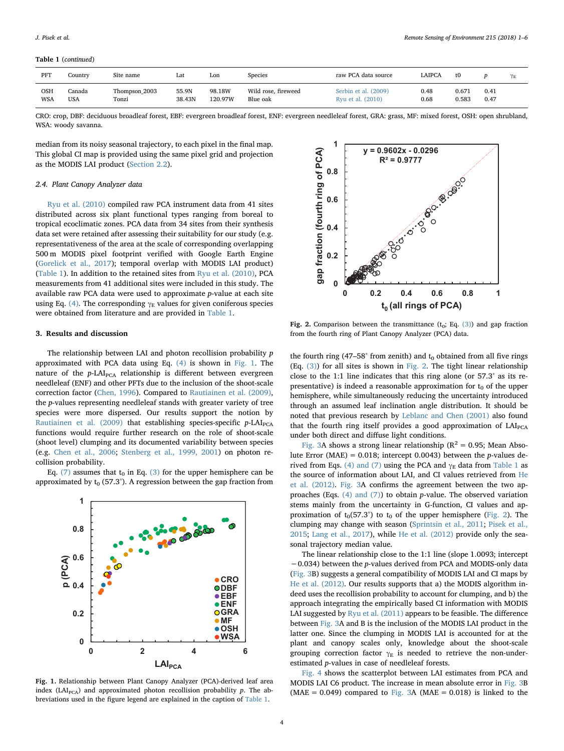**Table 1** (*continued*)

| PFT | Country | Site name | Lat | Lon | Species | raw PCA data source | LAIPCA | t0 | *p* | $\gamma_E$ |
|---|---|---|---|---|---|---|---|---|---|---|
| OSH | Canada | Thompson_2003 | 55.9N | 98.18W | Wild rose, fireweed | Serbin et al. (2009) | 0.48 | 0.671 | 0.41 | |
| WSA | USA | Tonzi | 38.43N | 120.97W | Blue oak | Ryu et al. (2010) | 0.68 | 0.583 | 0.47 | |

CRO: crop, DBF: deciduous broadleaf forest, EBF: evergreen broadleaf forest, ENF: evergreen needleleaf forest, GRA: grass, MF: mixed forest, OSH: open shrubland, WSA: woody savanna.

median from its noisy seasonal trajectory, to each pixel in the final map. This global CI map is provided using the same pixel grid and projection as the MODIS LAI product (Section 2.2).

### 2.4. Plant Canopy Analyzer data

Ryu et al. (2010) compiled raw PCA instrument data from 41 sites distributed across six plant functional types ranging from boreal to tropical ecoclimatic zones. PCA data from 34 sites from their synthesis data set were retained after assessing their suitability for our study (e.g. representativeness of the area at the scale of corresponding overlapping 500 m MODIS pixel footprint verified with Google Earth Engine (Gorelick et al., 2017); temporal overlap with MODIS LAI product) (Table 1). In addition to the retained sites from Ryu et al. (2010), PCA measurements from 41 additional sites were included in this study. The available raw PCA data were used to approximate *p*-value at each site using Eq. (4). The corresponding $\gamma_E$ values for given coniferous species were obtained from literature and are provided in Table 1.

## 3. Results and discussion

The relationship between LAI and photon recollision probability *p* approximated with PCA data using Eq. (4) is shown in Fig. 1. The nature of the *p*-$LAI_{PCA}$ relationship is different between evergreen needleleaf (ENF) and other PFTs due to the inclusion of the shoot-scale correction factor (Chen, 1996). Compared to Rautiainen et al. (2009), the *p*-values representing needleleaf stands with greater variety of tree species were more dispersed. Our results support the notion by Rautiainen et al. (2009) that establishing species-specific *p*-$LAI_{PCA}$ functions would require further research on the role of shoot-scale (shoot level) clumping and its documented variability between species (e.g. Chen et al., 2006; Stenberg et al., 1999, 2001) on photon recollision probability.

Eq. (7) assumes that $t_0$ in Eq. (3) for the upper hemisphere can be approximated by $t_0$ (57.3°). A regression between the gap fraction from the fourth ring (47–58° from zenith) and $t_0$ obtained from all five rings (Eq. (3)) for all sites is shown in Fig. 2. The tight linear relationship close to the 1:1 line indicates that this ring alone (or 57.3° as its representative) is indeed a reasonable approximation for $t_0$ of the upper hemisphere, while simultaneously reducing the uncertainty introduced through an assumed leaf inclination angle distribution. It should be noted that previous research by Leblanc and Chen (2001) also found that the fourth ring itself provides a good approximation of $LAI_{PCA}$ under both direct and diffuse light conditions.

**Fig. 1.** Relationship between Plant Canopy Analyzer (PCA)-derived leaf area index ($LAI_{PCA}$) and approximated photon recollision probability *p*. The abbreviations used in the figure legend are explained in the caption of Table 1.

**Fig. 2.** Comparison between the transmittance ($t_0$; Eq. (3)) and gap fraction from the fourth ring of Plant Canopy Analyzer (PCA) data.

Fig. 3A shows a strong linear relationship ($R^2 = 0.95$; Mean Absolute Error (MAE) = 0.018; intercept 0.0043) between the *p*-values derived from Eqs. (4) and (7) using the PCA and $\gamma_E$ data from Table 1 as the source of information about LAI, and CI values retrieved from He et al. (2012). Fig. 3A confirms the agreement between the two approaches (Eqs. (4) and (7)) to obtain *p*-value. The observed variation stems mainly from the uncertainty in G-function, CI values and approximation of $t_0$(57.3°) to $t_0$ of the upper hemisphere (Fig. 2). The clumping may change with season (Sprintsin et al., 2011; Pisek et al., 2015; Lang et al., 2017), while He et al. (2012) provide only the seasonal trajectory median value.

The linear relationship close to the 1:1 line (slope 1.0093; intercept −0.034) between the *p*-values derived from PCA and MODIS-only data (Fig. 3B) suggests a general compatibility of MODIS LAI and CI maps by He et al. (2012). Our results supports that a) the MODIS algorithm indeed uses the recollision probability to account for clumping, and b) the approach integrating the empirically based CI information with MODIS LAI suggested by Ryu et al. (2011) appears to be feasible. The difference between Fig. 3A and B is the inclusion of the MODIS LAI product in the latter one. Since the clumping in MODIS LAI is accounted for at the plant and canopy scales only, knowledge about the shoot-scale grouping correction factor $\gamma_E$ is needed to retrieve the non-underestimated *p*-values in case of needleleaf forests.

Fig. 4 shows the scatterplot between LAI estimates from PCA and MODIS LAI C6 product. The increase in mean absolute error in Fig. 3B (MAE = 0.049) compared to Fig. 3A (MAE = 0.018) is linked to the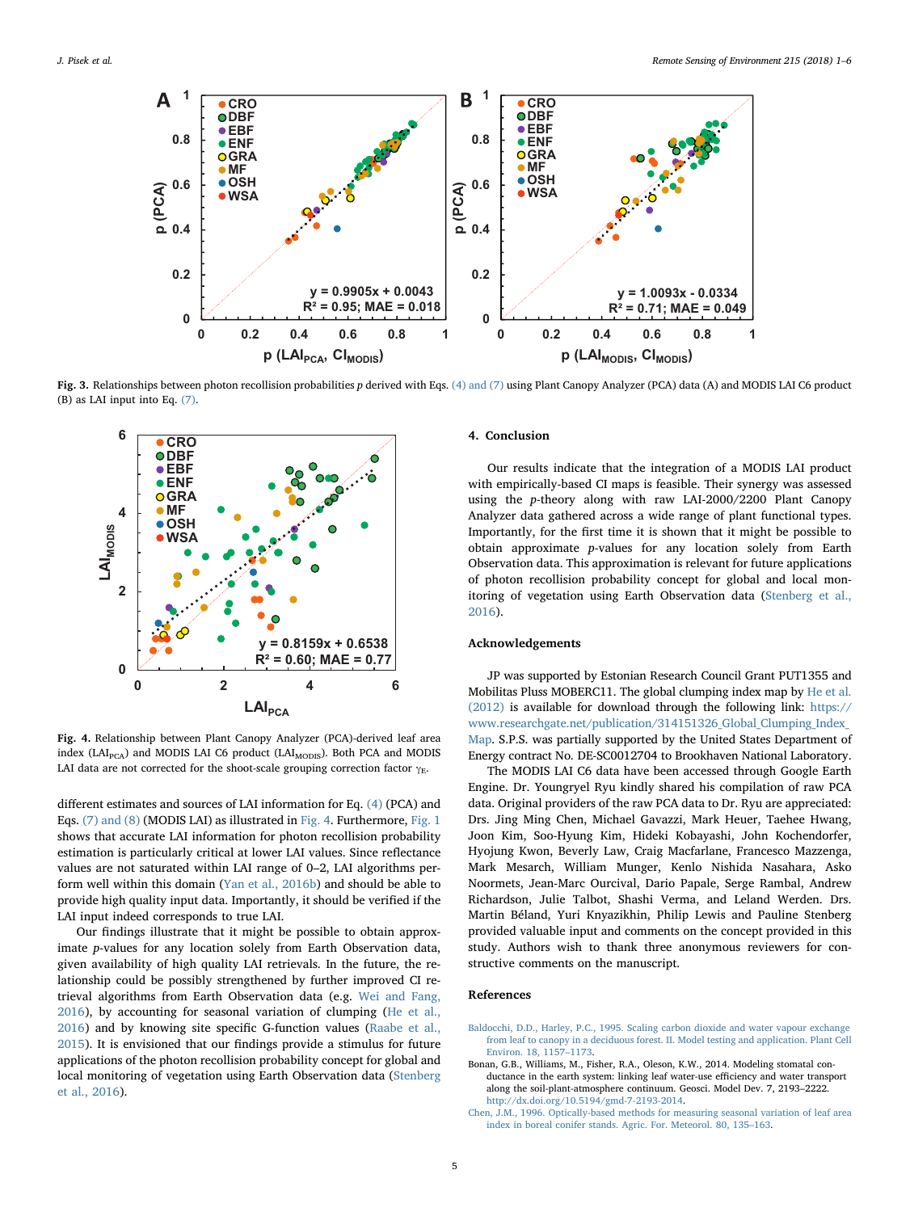**Fig. 3.** Relationships between photon recollision probabilities *p* derived with Eqs. (4) and (7) using Plant Canopy Analyzer (PCA) data (A) and MODIS LAI C6 product (B) as LAI input into Eq. (7).

**Fig. 4.** Relationship between Plant Canopy Analyzer (PCA)-derived leaf area index ($LAI_{PCA}$) and MODIS LAI C6 product ($LAI_{MODIS}$). Both PCA and MODIS LAI data are not corrected for the shoot-scale grouping correction factor $\gamma_E$.

different estimates and sources of LAI information for Eq. (4) (PCA) and Eqs. (7) and (8) (MODIS LAI) as illustrated in Fig. 4. Furthermore, Fig. 1 shows that accurate LAI information for photon recollision probability estimation is particularly critical at lower LAI values. Since reflectance values are not saturated within LAI range of 0–2, LAI algorithms perform well within this domain (Yan et al., 2016b) and should be able to provide high quality input data. Importantly, it should be verified if the LAI input indeed corresponds to true LAI.

Our findings illustrate that it might be possible to obtain approximate *p*-values for any location solely from Earth Observation data, given availability of high quality LAI retrievals. In the future, the relationship could be possibly strengthened by further improved CI retrieval algorithms from Earth Observation data (e.g. Wei and Fang, 2016), by accounting for seasonal variation of clumping (He et al., 2016) and by knowing site specific G-function values (Raabe et al., 2015). It is envisioned that our findings provide a stimulus for future applications of the photon recollision probability concept for global and local monitoring of vegetation using Earth Observation data (Stenberg et al., 2016).

## 4. Conclusion

Our results indicate that the integration of a MODIS LAI product with empirically-based CI maps is feasible. Their synergy was assessed using the *p*-theory along with raw LAI-2000/2200 Plant Canopy Analyzer data gathered across a wide range of plant functional types. Importantly, for the first time it is shown that it might be possible to obtain approximate *p*-values for any location solely from Earth Observation data. This approximation is relevant for future applications of photon recollision probability concept for global and local monitoring of vegetation using Earth Observation data (Stenberg et al., 2016).

## Acknowledgements

JP was supported by Estonian Research Council Grant PUT1355 and Mobilitas Pluss MOBERC11. The global clumping index map by He et al. (2012) is available for download through the following link: https://www.researchgate.net/publication/314151326_Global_Clumping_Index_Map. S.P.S. was partially supported by the United States Department of Energy contract No. DE-SC0012704 to Brookhaven National Laboratory.

The MODIS LAI C6 data have been accessed through Google Earth Engine. Dr. Youngryel Ryu kindly shared his compilation of raw PCA data. Original providers of the raw PCA data to Dr. Ryu are appreciated: Drs. Jing Ming Chen, Michael Gavazzi, Mark Heuer, Taehee Hwang, Joon Kim, Soo-Hyung Kim, Hideki Kobayashi, John Kochendorfer, Hyojung Kwon, Beverly Law, Craig Macfarlane, Francesco Mazzenga, Mark Mesarch, William Munger, Kenlo Nishida Nasahara, Asko Noormets, Jean-Marc Ourcival, Dario Papale, Serge Rambal, Andrew Richardson, Julie Talbot, Shashi Verma, and Leland Werden. Drs. Martin Béland, Yuri Knyazikhin, Philip Lewis and Pauline Stenberg provided valuable input and comments on the concept provided in this study. Authors wish to thank three anonymous reviewers for constructive comments on the manuscript.

## References

Baldocchi, D.D., Harley, P.C., 1995. Scaling carbon dioxide and water vapour exchange from leaf to canopy in a deciduous forest. II. Model testing and application. Plant Cell Environ. 18, 1157–1173.

Bonan, G.B., Williams, M., Fisher, R.A., Oleson, K.W., 2014. Modeling stomatal conductance in the earth system: linking leaf water-use efficiency and water transport along the soil-plant-atmosphere continuum. Geosci. Model Dev. 7, 2193–2222. http://dx.doi.org/10.5194/gmd-7-2193-2014.

Chen, J.M., 1996. Optically-based methods for measuring seasonal variation of leaf area index in boreal conifer stands. Agric. For. Meteorol. 80, 135–163.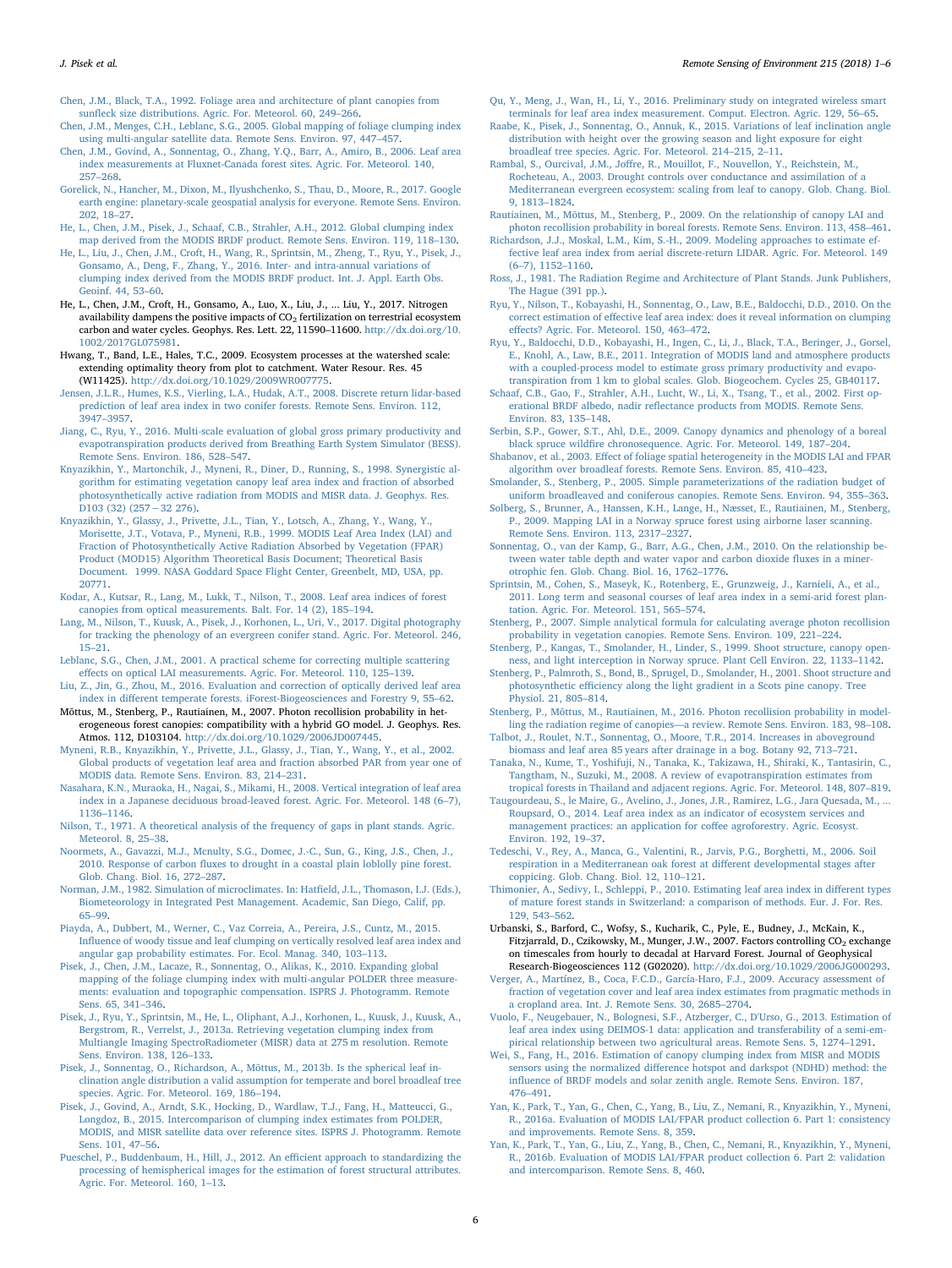Chen, J.M., Black, T.A., 1992. Foliage area and architecture of plant canopies from sunfleck size distributions. Agric. For. Meteorol. 60, 249–266.

Chen, J.M., Menges, C.H., Leblanc, S.G., 2005. Global mapping of foliage clumping index using multi-angular satellite data. Remote Sens. Environ. 97, 447–457.

Chen, J.M., Govind, A., Sonnentag, O., Zhang, Y.Q., Barr, A., Amiro, B., 2006. Leaf area index measurements at Fluxnet-Canada forest sites. Agric. For. Meteorol. 140, 257–268.

Gorelick, N., Hancher, M., Dixon, M., Ilyushchenko, S., Thau, D., Moore, R., 2017. Google earth engine: planetary-scale geospatial analysis for everyone. Remote Sens. Environ. 202, 18–27.

He, L., Chen, J.M., Pisek, J., Schaaf, C.B., Strahler, A.H., 2012. Global clumping index map derived from the MODIS BRDF product. Remote Sens. Environ. 119, 118–130.

He, L., Liu, J., Chen, J.M., Croft, H., Wang, R., Sprintsin, M., Zheng, T., Ryu, Y., Pisek, J., Gonsamo, A., Deng, F., Zhang, Y., 2016. Inter- and intra-annual variations of clumping index derived from the MODIS BRDF product. Int. J. Appl. Earth Obs. Geoinf. 44, 53–60.

He, L., Chen, J.M., Croft, H., Gonsamo, A., Luo, X., Liu, J., ... Liu, Y., 2017. Nitrogen availability dampens the positive impacts of $CO_2$ fertilization on terrestrial ecosystem carbon and water cycles. Geophys. Res. Lett. 22, 11590–11600. http://dx.doi.org/10.1002/2017GL075981.

Hwang, T., Band, L.E., Hales, T.C., 2009. Ecosystem processes at the watershed scale: extending optimality theory from plot to catchment. Water Resour. Res. 45 (W11425). http://dx.doi.org/10.1029/2009WR007775.

Jensen, J.L.R., Humes, K.S., Vierling, L.A., Hudak, A.T., 2008. Discrete return lidar-based prediction of leaf area index in two conifer forests. Remote Sens. Environ. 112, 3947–3957.

Jiang, C., Ryu, Y., 2016. Multi-scale evaluation of global gross primary productivity and evapotranspiration products derived from Breathing Earth System Simulator (BESS). Remote Sens. Environ. 186, 528–547.

Knyazikhin, Y., Martonchik, J., Myneni, R., Diner, D., Running, S., 1998. Synergistic algorithm for estimating vegetation canopy leaf area index and fraction of absorbed photosynthetically active radiation from MODIS and MISR data. J. Geophys. Res. D103 (32) (257 − 32 276).

Knyazikhin, Y., Glassy, J., Privette, J.L., Tian, Y., Lotsch, A., Zhang, Y., Wang, Y., Morisette, J.T., Votava, P., Myneni, R.B., 1999. MODIS Leaf Area Index (LAI) and Fraction of Photosynthetically Active Radiation Absorbed by Vegetation (FPAR) Product (MOD15) Algorithm Theoretical Basis Document; Theoretical Basis Document. 1999. NASA Goddard Space Flight Center, Greenbelt, MD, USA, pp. 20771.

Kodar, A., Kutsar, R., Lang, M., Lukk, T., Nilson, T., 2008. Leaf area indices of forest canopies from optical measurements. Balt. For. 14 (2), 185–194.

Lang, M., Nilson, T., Kuusk, A., Pisek, J., Korhonen, L., Uri, V., 2017. Digital photography for tracking the phenology of an evergreen conifer stand. Agric. For. Meteorol. 246, 15–21.

Leblanc, S.G., Chen, J.M., 2001. A practical scheme for correcting multiple scattering effects on optical LAI measurements. Agric. For. Meteorol. 110, 125–139.

Liu, Z., Jin, G., Zhou, M., 2016. Evaluation and correction of optically derived leaf area index in different temperate forests. iForest-Biogeosciences and Forestry 9, 55–62.

Mõttus, M., Stenberg, P., Rautiainen, M., 2007. Photon recollision probability in heterogeneous forest canopies: compatibility with a hybrid GO model. J. Geophys. Res. Atmos. 112, D103104. http://dx.doi.org/10.1029/2006JD007445.

Myneni, R.B., Knyazikhin, Y., Privette, J.L., Glassy, J., Tian, Y., Wang, Y., et al., 2002. Global products of vegetation leaf area and fraction absorbed PAR from year one of MODIS data. Remote Sens. Environ. 83, 214–231.

Nasahara, K.N., Muraoka, H., Nagai, S., Mikami, H., 2008. Vertical integration of leaf area index in a Japanese deciduous broad-leaved forest. Agric. For. Meteorol. 148 (6–7), 1136–1146.

Nilson, T., 1971. A theoretical analysis of the frequency of gaps in plant stands. Agric. Meteorol. 8, 25–38.

Noormets, A., Gavazzi, M.J., Mcnulty, S.G., Domec, J.-C., Sun, G., King, J.S., Chen, J., 2010. Response of carbon fluxes to drought in a coastal plain loblolly pine forest. Glob. Chang. Biol. 16, 272–287.

Norman, J.M., 1982. Simulation of microclimates. In: Hatfield, J.L., Thomason, I.J. (Eds.), Biometeorology in Integrated Pest Management. Academic, San Diego, Calif, pp. 65–99.

Piayda, A., Dubbert, M., Werner, C., Vaz Correia, A., Pereira, J.S., Cuntz, M., 2015. Influence of woody tissue and leaf clumping on vertically resolved leaf area index and angular gap probability estimates. For. Ecol. Manag. 340, 103–113.

Pisek, J., Chen, J.M., Lacaze, R., Sonnentag, O., Alikas, K., 2010. Expanding global mapping of the foliage clumping index with multi-angular POLDER three measurements: evaluation and topographic compensation. ISPRS J. Photogramm. Remote Sens. 65, 341–346.

Pisek, J., Ryu, Y., Sprintsin, M., He, L., Oliphant, A.J., Korhonen, L., Kuusk, J., Kuusk, A., Bergstrom, R., Verrelst, J., 2013a. Retrieving vegetation clumping index from Multiangle Imaging SpectroRadiometer (MISR) data at 275 m resolution. Remote Sens. Environ. 138, 126–133.

Pisek, J., Sonnentag, O., Richardson, A., Mõttus, M., 2013b. Is the spherical leaf inclination angle distribution a valid assumption for temperate and borel broadleaf tree species. Agric. For. Meteorol. 169, 186–194.

Pisek, J., Govind, A., Arndt, S.K., Hocking, D., Wardlaw, T.J., Fang, H., Matteucci, G., Longdoz, B., 2015. Intercomparison of clumping index estimates from POLDER, MODIS, and MISR satellite data over reference sites. ISPRS J. Photogramm. Remote Sens. 101, 47–56.

Pueschel, P., Buddenbaum, H., Hill, J., 2012. An efficient approach to standardizing the processing of hemispherical images for the estimation of forest structural attributes. Agric. For. Meteorol. 160, 1–13.

Qu, Y., Meng, J., Wan, H., Li, Y., 2016. Preliminary study on integrated wireless smart terminals for leaf area index measurement. Comput. Electron. Agric. 129, 56–65.

Raabe, K., Pisek, J., Sonnentag, O., Annuk, K., 2015. Variations of leaf inclination angle distribution with height over the growing season and light exposure for eight broadleaf tree species. Agric. For. Meteorol. 214–215, 2–11.

Rambal, S., Ourcival, J.M., Joffre, R., Mouillot, F., Nouvellon, Y., Reichstein, M., Rocheteau, A., 2003. Drought controls over conductance and assimilation of a Mediterranean evergreen ecosystem: scaling from leaf to canopy. Glob. Chang. Biol. 9, 1813–1824.

Rautiainen, M., Mõttus, M., Stenberg, P., 2009. On the relationship of canopy LAI and photon recollision probability in boreal forests. Remote Sens. Environ. 113, 458–461.

Richardson, J.J., Moskal, L.M., Kim, S.-H., 2009. Modeling approaches to estimate effective leaf area index from aerial discrete-return LIDAR. Agric. For. Meteorol. 149 (6–7), 1152–1160.

Ross, J., 1981. The Radiation Regime and Architecture of Plant Stands. Junk Publishers, The Hague (391 pp.).

Ryu, Y., Nilson, T., Kobayashi, H., Sonnentag, O., Law, B.E., Baldocchi, D.D., 2010. On the correct estimation of effective leaf area index: does it reveal information on clumping effects? Agric. For. Meteorol. 150, 463–472.

Ryu, Y., Baldocchi, D.D., Kobayashi, H., Ingen, C., Li, J., Black, T.A., Beringer, J., Gorsel, E., Knohl, A., Law, B.E., 2011. Integration of MODIS land and atmosphere products with a coupled-process model to estimate gross primary productivity and evapotranspiration from 1 km to global scales. Glob. Biogeochem. Cycles 25, GB40117.

Schaaf, C.B., Gao, F., Strahler, A.H., Lucht, W., Li, X., Tsang, T., et al., 2002. First operational BRDF albedo, nadir reflectance products from MODIS. Remote Sens. Environ. 83, 135–148.

Serbin, S.P., Gower, S.T., Ahl, D.E., 2009. Canopy dynamics and phenology of a boreal black spruce wildfire chronosequence. Agric. For. Meteorol. 149, 187–204.

Shabanov, et al., 2003. Effect of foliage spatial heterogeneity in the MODIS LAI and FPAR algorithm over broadleaf forests. Remote Sens. Environ. 85, 410–423.

Smolander, S., Stenberg, P., 2005. Simple parameterizations of the radiation budget of uniform broadleaved and coniferous canopies. Remote Sens. Environ. 94, 355–363.

Solberg, S., Brunner, A., Hanssen, K.H., Lange, H., Næsset, E., Rautiainen, M., Stenberg, P., 2009. Mapping LAI in a Norway spruce forest using airborne laser scanning. Remote Sens. Environ. 113, 2317–2327.

Sonnentag, O., van der Kamp, G., Barr, A.G., Chen, J.M., 2010. On the relationship between water table depth and water vapor and carbon dioxide fluxes in a minerotrophic fen. Glob. Chang. Biol. 16, 1762–1776.

Sprintsin, M., Cohen, S., Maseyk, K., Rotenberg, E., Grunzweig, J., Karnieli, A., et al., 2011. Long term and seasonal courses of leaf area index in a semi-arid forest plantation. Agric. For. Meteorol. 151, 565–574.

Stenberg, P., 2007. Simple analytical formula for calculating average photon recollision probability in vegetation canopies. Remote Sens. Environ. 109, 221–224.

Stenberg, P., Kangas, T., Smolander, H., Linder, S., 1999. Shoot structure, canopy openness, and light interception in Norway spruce. Plant Cell Environ. 22, 1133–1142.

Stenberg, P., Palmroth, S., Bond, B., Sprugel, D., Smolander, H., 2001. Shoot structure and photosynthetic efficiency along the light gradient in a Scots pine canopy. Tree Physiol. 21, 805–814.

Stenberg, P., Mõttus, M., Rautiainen, M., 2016. Photon recollision probability in modelling the radiation regime of canopies—a review. Remote Sens. Environ. 183, 98–108.

Talbot, J., Roulet, N.T., Sonnentag, O., Moore, T.R., 2014. Increases in aboveground biomass and leaf area 85 years after drainage in a bog. Botany 92, 713–721.

Tanaka, N., Kume, T., Yoshifuji, N., Tanaka, K., Takizawa, H., Shiraki, K., Tantasirin, C., Tangtham, N., Suzuki, M., 2008. A review of evapotranspiration estimates from tropical forests in Thailand and adjacent regions. Agric. For. Meteorol. 148, 807–819.

Taugourdeau, S., le Maire, G., Avelino, J., Jones, J.R., Ramirez, L.G., Jara Quesada, M., ... Roupsard, O., 2014. Leaf area index as an indicator of ecosystem services and management practices: an application for coffee agroforestry. Agric. Ecosyst. Environ. 192, 19–37.

Tedeschi, V., Rey, A., Manca, G., Valentini, R., Jarvis, P.G., Borghetti, M., 2006. Soil respiration in a Mediterranean oak forest at different developmental stages after coppicing. Glob. Chang. Biol. 12, 110–121.

Thimonier, A., Sedivy, I., Schleppi, P., 2010. Estimating leaf area index in different types of mature forest stands in Switzerland: a comparison of methods. Eur. J. For. Res. 129, 543–562.

Urbanski, S., Barford, C., Wofsy, S., Kucharik, C., Pyle, E., Budney, J., McKain, K., Fitzjarrald, D., Czikowsky, M., Munger, J.W., 2007. Factors controlling $CO_2$ exchange on timescales from hourly to decadal at Harvard Forest. Journal of Geophysical Research-Biogeosciences 112 (G02020). http://dx.doi.org/10.1029/2006JG000293.

Verger, A., Martínez, B., Coca, F.C.D., García-Haro, F.J., 2009. Accuracy assessment of fraction of vegetation cover and leaf area index estimates from pragmatic methods in a cropland area. Int. J. Remote Sens. 30, 2685–2704.

Vuolo, F., Neugebauer, N., Bolognesi, S.F., Atzberger, C., D'Urso, G., 2013. Estimation of leaf area index using DEIMOS-1 data: application and transferability of a semi-empirical relationship between two agricultural areas. Remote Sens. 5, 1274–1291.

Wei, S., Fang, H., 2016. Estimation of canopy clumping index from MISR and MODIS sensors using the normalized difference hotspot and darkspot (NDHD) method: the influence of BRDF models and solar zenith angle. Remote Sens. Environ. 187, 476–491.

Yan, K., Park, T., Yan, G., Chen, C., Yang, B., Liu, Z., Nemani, R., Knyazikhin, Y., Myneni, R., 2016a. Evaluation of MODIS LAI/FPAR product collection 6. Part 1: consistency and improvements. Remote Sens. 8, 359.

Yan, K., Park, T., Yan, G., Liu, Z., Yang, B., Chen, C., Nemani, R., Knyazikhin, Y., Myneni, R., 2016b. Evaluation of MODIS LAI/FPAR product collection 6. Part 2: validation and intercomparison. Remote Sens. 8, 460.